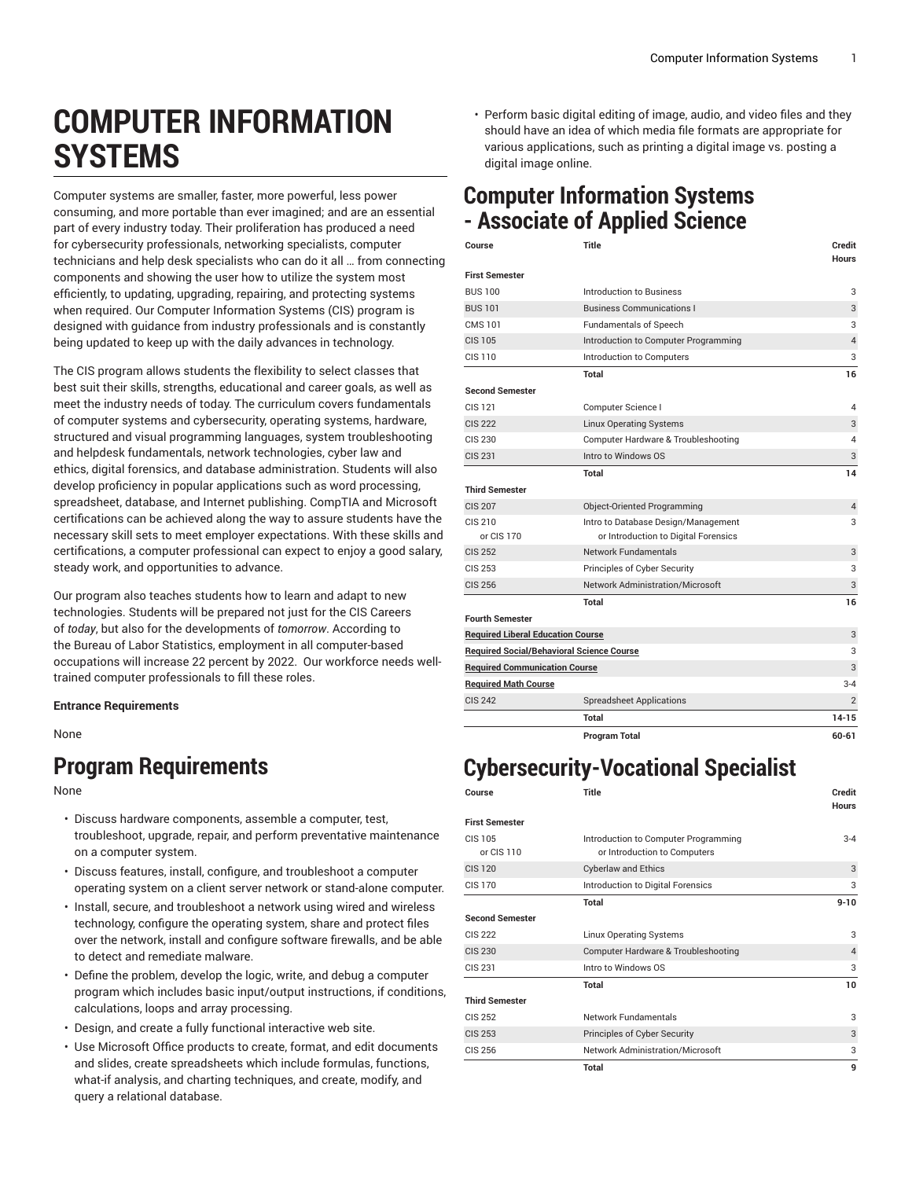# COMPUTER INFORMATION SYSTEMS

Computer systems are smaller, faster, more powerful, less power consuming, and more portable than ever imagined; and are an essential part of every industry today. Their proliferation has produced a need for cybersecurity professionals, networking specialists, computer technicians and help desk specialists who can do it all … from connecting components and showing the user how to utilize the system most efficiently, to updating, upgrading, repairing, and protecting systems when required. Our Computer Information Systems (CIS) program is designed with guidance from industry professionals and is constantly being updated to keep up with the daily advances in technology.

The CIS program allows students the flexibility to select classes that best suit their skills, strengths, educational and career goals, as well as meet the industry needs of today. The curriculum covers fundamentals of computer systems and cybersecurity, operating systems, hardware, structured and visual programming languages, system troubleshooting and helpdesk fundamentals, network technologies, cyber law and ethics, digital forensics, and database administration. Students will also develop proficiency in popular applications such as word processing, spreadsheet, database, and Internet publishing. CompTIA and Microsoft certifications can be achieved along the way to assure students have the necessary skill sets to meet employer expectations. With these skills and certifications, a computer professional can expect to enjoy a good salary, steady work, and opportunities to advance.

Our program also teaches students how to learn and adapt to new technologies. Students will be prepared not just for the CIS Careers of *today*, but also for the developments of *tomorrow*. According to the Bureau of Labor Statistics, employment in all computer-based occupations will increase 22 percent by 2022. Our workforce needs well-trained computer professionals to fill these roles.

**Entrance Requirements**

None

## Program Requirements

None

- Discuss hardware components, assemble a computer, test, troubleshoot, upgrade, repair, and perform preventative maintenance on a computer system.
- Discuss features, install, configure, and troubleshoot a computer operating system on a client server network or stand-alone computer.
- Install, secure, and troubleshoot a network using wired and wireless technology, configure the operating system, share and protect files over the network, install and configure software firewalls, and be able to detect and remediate malware.
- Define the problem, develop the logic, write, and debug a computer program which includes basic input/output instructions, if conditions, calculations, loops and array processing.
- Design, and create a fully functional interactive web site.
- Use Microsoft Office products to create, format, and edit documents and slides, create spreadsheets which include formulas, functions, what-if analysis, and charting techniques, and create, modify, and query a relational database.
- Perform basic digital editing of image, audio, and video files and they should have an idea of which media file formats are appropriate for various applications, such as printing a digital image vs. posting a digital image online.

## Computer Information Systems - Associate of Applied Science

| Course | Title | Credit Hours |
|---|---|---|
| **First Semester** | | |
| BUS 100 | Introduction to Business | 3 |
| BUS 101 | Business Communications I | 3 |
| CMS 101 | Fundamentals of Speech | 3 |
| CIS 105 | Introduction to Computer Programming | 4 |
| CIS 110 | Introduction to Computers | 3 |
| | **Total** | **16** |
| **Second Semester** | | |
| CIS 121 | Computer Science I | 4 |
| CIS 222 | Linux Operating Systems | 3 |
| CIS 230 | Computer Hardware & Troubleshooting | 4 |
| CIS 231 | Intro to Windows OS | 3 |
| | **Total** | **14** |
| **Third Semester** | | |
| CIS 207 | Object-Oriented Programming | 4 |
| CIS 210 or CIS 170 | Intro to Database Design/Management or Introduction to Digital Forensics | 3 |
| CIS 252 | Network Fundamentals | 3 |
| CIS 253 | Principles of Cyber Security | 3 |
| CIS 256 | Network Administration/Microsoft | 3 |
| | **Total** | **16** |
| **Fourth Semester** | | |
| **Required Liberal Education Course** | | 3 |
| **Required Social/Behavioral Science Course** | | 3 |
| **Required Communication Course** | | 3 |
| **Required Math Course** | | 3-4 |
| CIS 242 | Spreadsheet Applications | 2 |
| | **Total** | **14-15** |
| | **Program Total** | **60-61** |

## Cybersecurity-Vocational Specialist

| Course | Title | Credit Hours |
|---|---|---|
| **First Semester** | | |
| CIS 105 or CIS 110 | Introduction to Computer Programming or Introduction to Computers | 3-4 |
| CIS 120 | Cyberlaw and Ethics | 3 |
| CIS 170 | Introduction to Digital Forensics | 3 |
| | **Total** | **9-10** |
| **Second Semester** | | |
| CIS 222 | Linux Operating Systems | 3 |
| CIS 230 | Computer Hardware & Troubleshooting | 4 |
| CIS 231 | Intro to Windows OS | 3 |
| | **Total** | **10** |
| **Third Semester** | | |
| CIS 252 | Network Fundamentals | 3 |
| CIS 253 | Principles of Cyber Security | 3 |
| CIS 256 | Network Administration/Microsoft | 3 |
| | **Total** | **9** |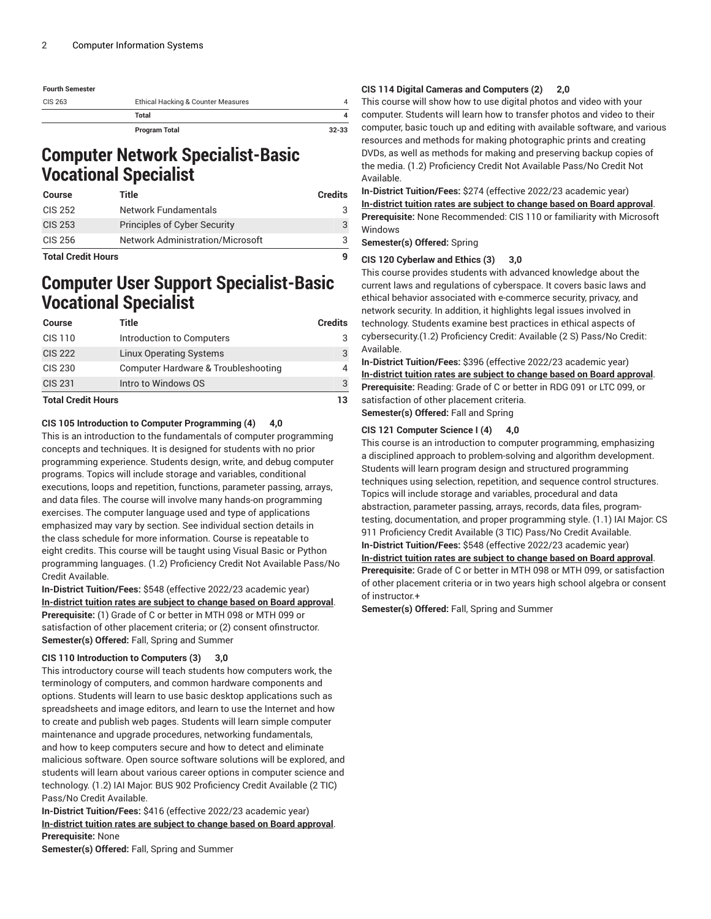| Fourth Semester | | |
| --- | --- | --- |
| CIS 263 | Ethical Hacking & Counter Measures | 4 |
| | Total | 4 |
| | Program Total | 32-33 |

# Computer Network Specialist-Basic Vocational Specialist

| Course | Title | Credits |
| --- | --- | --- |
| CIS 252 | Network Fundamentals | 3 |
| CIS 253 | Principles of Cyber Security | 3 |
| CIS 256 | Network Administration/Microsoft | 3 |
| Total Credit Hours | | 9 |

# Computer User Support Specialist-Basic Vocational Specialist

| Course | Title | Credits |
| --- | --- | --- |
| CIS 110 | Introduction to Computers | 3 |
| CIS 222 | Linux Operating Systems | 3 |
| CIS 230 | Computer Hardware & Troubleshooting | 4 |
| CIS 231 | Intro to Windows OS | 3 |
| Total Credit Hours | | 13 |

**CIS 105 Introduction to Computer Programming (4) 4,0**

This is an introduction to the fundamentals of computer programming concepts and techniques. It is designed for students with no prior programming experience. Students design, write, and debug computer programs. Topics will include storage and variables, conditional executions, loops and repetition, functions, parameter passing, arrays, and data files. The course will involve many hands-on programming exercises. The computer language used and type of applications emphasized may vary by section. See individual section details in the class schedule for more information. Course is repeatable to eight credits. This course will be taught using Visual Basic or Python programming languages. (1.2) Proficiency Credit Not Available Pass/No Credit Available.

**In-District Tuition/Fees:** $548 (effective 2022/23 academic year)
**In-district tuition rates are subject to change based on Board approval**.
**Prerequisite:** (1) Grade of C or better in MTH 098 or MTH 099 or satisfaction of other placement criteria; or (2) consent ofinstructor.
**Semester(s) Offered:** Fall, Spring and Summer

**CIS 110 Introduction to Computers (3) 3,0**

This introductory course will teach students how computers work, the terminology of computers, and common hardware components and options. Students will learn to use basic desktop applications such as spreadsheets and image editors, and learn to use the Internet and how to create and publish web pages. Students will learn simple computer maintenance and upgrade procedures, networking fundamentals, and how to keep computers secure and how to detect and eliminate malicious software. Open source software solutions will be explored, and students will learn about various career options in computer science and technology. (1.2) IAI Major: BUS 902 Proficiency Credit Available (2 TIC) Pass/No Credit Available.

**In-District Tuition/Fees:** $416 (effective 2022/23 academic year)
**In-district tuition rates are subject to change based on Board approval**.
**Prerequisite:** None
**Semester(s) Offered:** Fall, Spring and Summer

**CIS 114 Digital Cameras and Computers (2) 2,0**

This course will show how to use digital photos and video with your computer. Students will learn how to transfer photos and video to their computer, basic touch up and editing with available software, and various resources and methods for making photographic prints and creating DVDs, as well as methods for making and preserving backup copies of the media. (1.2) Proficiency Credit Not Available Pass/No Credit Not Available.

**In-District Tuition/Fees:** $274 (effective 2022/23 academic year)
**In-district tuition rates are subject to change based on Board approval**.
**Prerequisite:** None Recommended: CIS 110 or familiarity with Microsoft Windows
**Semester(s) Offered:** Spring

**CIS 120 Cyberlaw and Ethics (3) 3,0**

This course provides students with advanced knowledge about the current laws and regulations of cyberspace. It covers basic laws and ethical behavior associated with e-commerce security, privacy, and network security. In addition, it highlights legal issues involved in technology. Students examine best practices in ethical aspects of cybersecurity.(1.2) Proficiency Credit: Available (2 S) Pass/No Credit: Available.

**In-District Tuition/Fees:** $396 (effective 2022/23 academic year)
**In-district tuition rates are subject to change based on Board approval**.
**Prerequisite:** Reading: Grade of C or better in RDG 091 or LTC 099, or satisfaction of other placement criteria.
**Semester(s) Offered:** Fall and Spring

**CIS 121 Computer Science I (4) 4,0**

This course is an introduction to computer programming, emphasizing a disciplined approach to problem-solving and algorithm development. Students will learn program design and structured programming techniques using selection, repetition, and sequence control structures. Topics will include storage and variables, procedural and data abstraction, parameter passing, arrays, records, data files, program-testing, documentation, and proper programming style. (1.1) IAI Major: CS 911 Proficiency Credit Available (3 TIC) Pass/No Credit Available.

**In-District Tuition/Fees:** $548 (effective 2022/23 academic year)
**In-district tuition rates are subject to change based on Board approval**.
**Prerequisite:** Grade of C or better in MTH 098 or MTH 099, or satisfaction of other placement criteria or in two years high school algebra or consent of instructor.+
**Semester(s) Offered:** Fall, Spring and Summer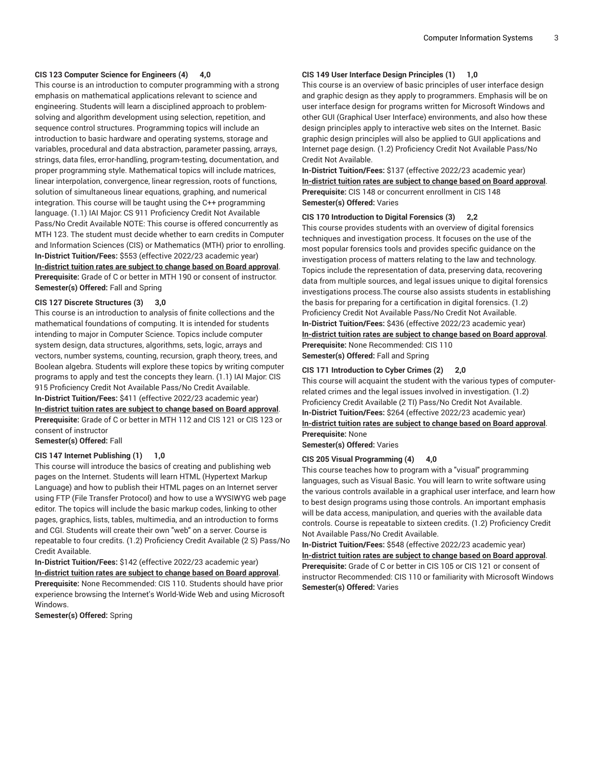**CIS 123 Computer Science for Engineers (4) 4,0**

This course is an introduction to computer programming with a strong emphasis on mathematical applications relevant to science and engineering. Students will learn a disciplined approach to problem-solving and algorithm development using selection, repetition, and sequence control structures. Programming topics will include an introduction to basic hardware and operating systems, storage and variables, procedural and data abstraction, parameter passing, arrays, strings, data files, error-handling, program-testing, documentation, and proper programming style. Mathematical topics will include matrices, linear interpolation, convergence, linear regression, roots of functions, solution of simultaneous linear equations, graphing, and numerical integration. This course will be taught using the C++ programming language. (1.1) IAI Major: CS 911 Proficiency Credit Not Available Pass/No Credit Available NOTE: This course is offered concurrently as MTH 123. The student must decide whether to earn credits in Computer and Information Sciences (CIS) or Mathematics (MTH) prior to enrolling.

**In-District Tuition/Fees:** $553 (effective 2022/23 academic year)

**In-district tuition rates are subject to change based on Board approval**.

**Prerequisite:** Grade of C or better in MTH 190 or consent of instructor.

**Semester(s) Offered:** Fall and Spring

**CIS 127 Discrete Structures (3) 3,0**

This course is an introduction to analysis of finite collections and the mathematical foundations of computing. It is intended for students intending to major in Computer Science. Topics include computer system design, data structures, algorithms, sets, logic, arrays and vectors, number systems, counting, recursion, graph theory, trees, and Boolean algebra. Students will explore these topics by writing computer programs to apply and test the concepts they learn. (1.1) IAI Major: CIS 915 Proficiency Credit Not Available Pass/No Credit Available.

**In-District Tuition/Fees:** $411 (effective 2022/23 academic year)

**In-district tuition rates are subject to change based on Board approval**.

**Prerequisite:** Grade of C or better in MTH 112 and CIS 121 or CIS 123 or consent of instructor

**Semester(s) Offered:** Fall

**CIS 147 Internet Publishing (1) 1,0**

This course will introduce the basics of creating and publishing web pages on the Internet. Students will learn HTML (Hypertext Markup Language) and how to publish their HTML pages on an Internet server using FTP (File Transfer Protocol) and how to use a WYSIWYG web page editor. The topics will include the basic markup codes, linking to other pages, graphics, lists, tables, multimedia, and an introduction to forms and CGI. Students will create their own "web" on a server. Course is repeatable to four credits. (1.2) Proficiency Credit Available (2 S) Pass/No Credit Available.

**In-District Tuition/Fees:** $142 (effective 2022/23 academic year)

**In-district tuition rates are subject to change based on Board approval**.

**Prerequisite:** None Recommended: CIS 110. Students should have prior experience browsing the Internet's World-Wide Web and using Microsoft Windows.

**Semester(s) Offered:** Spring

**CIS 149 User Interface Design Principles (1) 1,0**

This course is an overview of basic principles of user interface design and graphic design as they apply to programmers. Emphasis will be on user interface design for programs written for Microsoft Windows and other GUI (Graphical User Interface) environments, and also how these design principles apply to interactive web sites on the Internet. Basic graphic design principles will also be applied to GUI applications and Internet page design. (1.2) Proficiency Credit Not Available Pass/No Credit Not Available.

**In-District Tuition/Fees:** $137 (effective 2022/23 academic year)

**In-district tuition rates are subject to change based on Board approval**.

**Prerequisite:** CIS 148 or concurrent enrollment in CIS 148

**Semester(s) Offered:** Varies

**CIS 170 Introduction to Digital Forensics (3) 2,2**

This course provides students with an overview of digital forensics techniques and investigation process. It focuses on the use of the most popular forensics tools and provides specific guidance on the investigation process of matters relating to the law and technology. Topics include the representation of data, preserving data, recovering data from multiple sources, and legal issues unique to digital forensics investigations process.The course also assists students in establishing the basis for preparing for a certification in digital forensics. (1.2) Proficiency Credit Not Available Pass/No Credit Not Available.

**In-District Tuition/Fees:** $436 (effective 2022/23 academic year)

**In-district tuition rates are subject to change based on Board approval**.

**Prerequisite:** None Recommended: CIS 110

**Semester(s) Offered:** Fall and Spring

**CIS 171 Introduction to Cyber Crimes (2) 2,0**

This course will acquaint the student with the various types of computer-related crimes and the legal issues involved in investigation. (1.2) Proficiency Credit Available (2 TI) Pass/No Credit Not Available.

**In-District Tuition/Fees:** $264 (effective 2022/23 academic year)

**In-district tuition rates are subject to change based on Board approval**.

**Prerequisite:** None

**Semester(s) Offered:** Varies

**CIS 205 Visual Programming (4) 4,0**

This course teaches how to program with a "visual" programming languages, such as Visual Basic. You will learn to write software using the various controls available in a graphical user interface, and learn how to best design programs using those controls. An important emphasis will be data access, manipulation, and queries with the available data controls. Course is repeatable to sixteen credits. (1.2) Proficiency Credit Not Available Pass/No Credit Available.

**In-District Tuition/Fees:** $548 (effective 2022/23 academic year)

**In-district tuition rates are subject to change based on Board approval**.

**Prerequisite:** Grade of C or better in CIS 105 or CIS 121 or consent of instructor Recommended: CIS 110 or familiarity with Microsoft Windows

**Semester(s) Offered:** Varies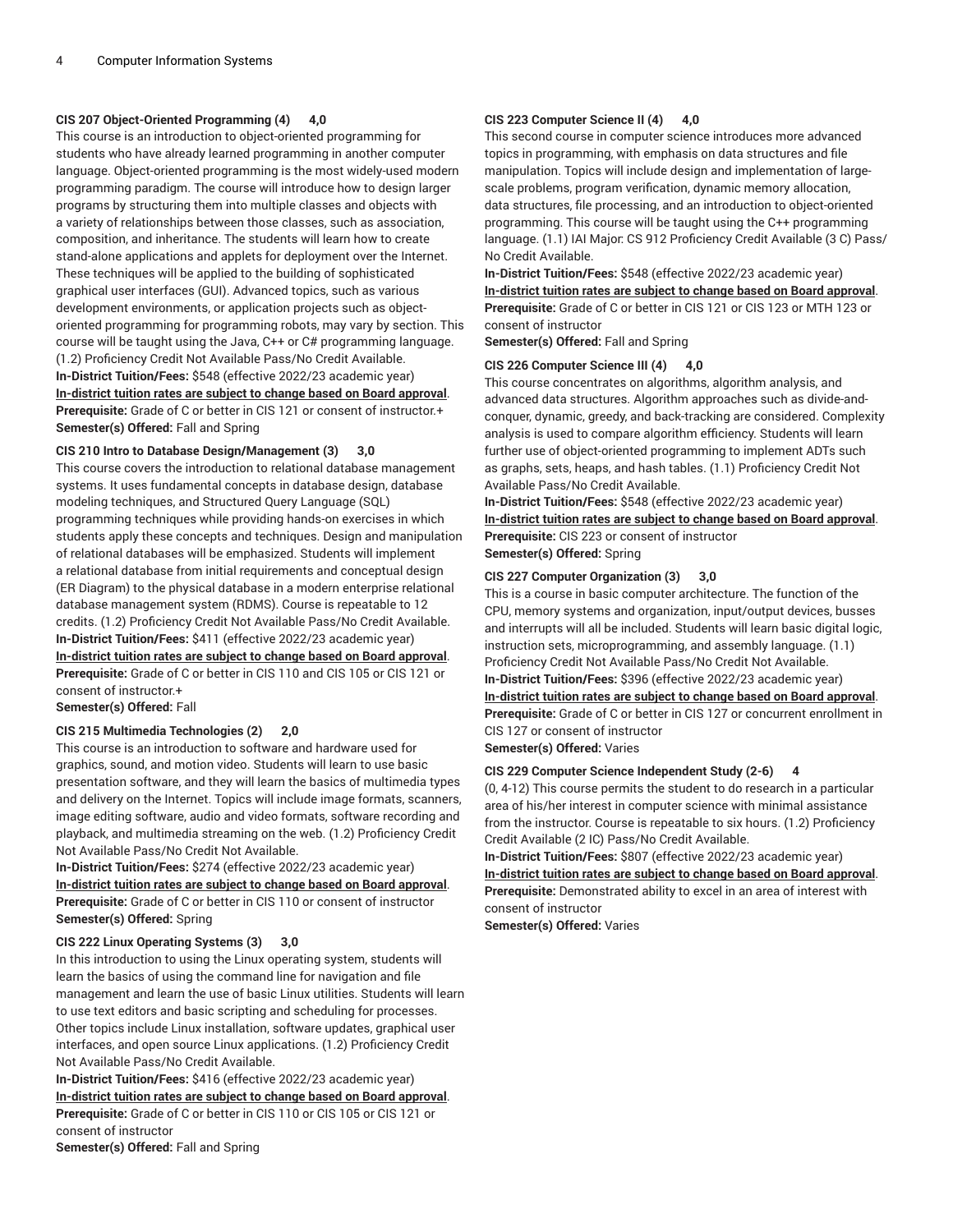#### CIS 207 Object-Oriented Programming (4) 4,0

This course is an introduction to object-oriented programming for students who have already learned programming in another computer language. Object-oriented programming is the most widely-used modern programming paradigm. The course will introduce how to design larger programs by structuring them into multiple classes and objects with a variety of relationships between those classes, such as association, composition, and inheritance. The students will learn how to create stand-alone applications and applets for deployment over the Internet. These techniques will be applied to the building of sophisticated graphical user interfaces (GUI). Advanced topics, such as various development environments, or application projects such as object-oriented programming for programming robots, may vary by section. This course will be taught using the Java, C++ or C# programming language. (1.2) Proficiency Credit Not Available Pass/No Credit Available.

**In-District Tuition/Fees:** $548 (effective 2022/23 academic year)
**In-district tuition rates are subject to change based on Board approval**.
**Prerequisite:** Grade of C or better in CIS 121 or consent of instructor.+
**Semester(s) Offered:** Fall and Spring

#### CIS 210 Intro to Database Design/Management (3) 3,0

This course covers the introduction to relational database management systems. It uses fundamental concepts in database design, database modeling techniques, and Structured Query Language (SQL) programming techniques while providing hands-on exercises in which students apply these concepts and techniques. Design and manipulation of relational databases will be emphasized. Students will implement a relational database from initial requirements and conceptual design (ER Diagram) to the physical database in a modern enterprise relational database management system (RDMS). Course is repeatable to 12 credits. (1.2) Proficiency Credit Not Available Pass/No Credit Available.

**In-District Tuition/Fees:** $411 (effective 2022/23 academic year)
**In-district tuition rates are subject to change based on Board approval**.
**Prerequisite:** Grade of C or better in CIS 110 and CIS 105 or CIS 121 or consent of instructor.+
**Semester(s) Offered:** Fall

#### CIS 215 Multimedia Technologies (2) 2,0

This course is an introduction to software and hardware used for graphics, sound, and motion video. Students will learn to use basic presentation software, and they will learn the basics of multimedia types and delivery on the Internet. Topics will include image formats, scanners, image editing software, audio and video formats, software recording and playback, and multimedia streaming on the web. (1.2) Proficiency Credit Not Available Pass/No Credit Not Available.

**In-District Tuition/Fees:** $274 (effective 2022/23 academic year)
**In-district tuition rates are subject to change based on Board approval**.
**Prerequisite:** Grade of C or better in CIS 110 or consent of instructor
**Semester(s) Offered:** Spring

#### CIS 222 Linux Operating Systems (3) 3,0

In this introduction to using the Linux operating system, students will learn the basics of using the command line for navigation and file management and learn the use of basic Linux utilities. Students will learn to use text editors and basic scripting and scheduling for processes. Other topics include Linux installation, software updates, graphical user interfaces, and open source Linux applications. (1.2) Proficiency Credit Not Available Pass/No Credit Available.

**In-District Tuition/Fees:** $416 (effective 2022/23 academic year)
**In-district tuition rates are subject to change based on Board approval**.
**Prerequisite:** Grade of C or better in CIS 110 or CIS 105 or CIS 121 or consent of instructor
**Semester(s) Offered:** Fall and Spring

#### CIS 223 Computer Science II (4) 4,0

This second course in computer science introduces more advanced topics in programming, with emphasis on data structures and file manipulation. Topics will include design and implementation of large-scale problems, program verification, dynamic memory allocation, data structures, file processing, and an introduction to object-oriented programming. This course will be taught using the C++ programming language. (1.1) IAI Major: CS 912 Proficiency Credit Available (3 C) Pass/No Credit Available.

**In-District Tuition/Fees:** $548 (effective 2022/23 academic year)
**In-district tuition rates are subject to change based on Board approval**.
**Prerequisite:** Grade of C or better in CIS 121 or CIS 123 or MTH 123 or consent of instructor
**Semester(s) Offered:** Fall and Spring

#### CIS 226 Computer Science III (4) 4,0

This course concentrates on algorithms, algorithm analysis, and advanced data structures. Algorithm approaches such as divide-and-conquer, dynamic, greedy, and back-tracking are considered. Complexity analysis is used to compare algorithm efficiency. Students will learn further use of object-oriented programming to implement ADTs such as graphs, sets, heaps, and hash tables. (1.1) Proficiency Credit Not Available Pass/No Credit Available.

**In-District Tuition/Fees:** $548 (effective 2022/23 academic year)
**In-district tuition rates are subject to change based on Board approval**.
**Prerequisite:** CIS 223 or consent of instructor
**Semester(s) Offered:** Spring

#### CIS 227 Computer Organization (3) 3,0

This is a course in basic computer architecture. The function of the CPU, memory systems and organization, input/output devices, busses and interrupts will all be included. Students will learn basic digital logic, instruction sets, microprogramming, and assembly language. (1.1) Proficiency Credit Not Available Pass/No Credit Not Available.

**In-District Tuition/Fees:** $396 (effective 2022/23 academic year)
**In-district tuition rates are subject to change based on Board approval**.
**Prerequisite:** Grade of C or better in CIS 127 or concurrent enrollment in CIS 127 or consent of instructor
**Semester(s) Offered:** Varies

#### CIS 229 Computer Science Independent Study (2-6) 4

(0, 4-12) This course permits the student to do research in a particular area of his/her interest in computer science with minimal assistance from the instructor. Course is repeatable to six hours. (1.2) Proficiency Credit Available (2 IC) Pass/No Credit Available.

**In-District Tuition/Fees:** $807 (effective 2022/23 academic year)
**In-district tuition rates are subject to change based on Board approval**.
**Prerequisite:** Demonstrated ability to excel in an area of interest with consent of instructor
**Semester(s) Offered:** Varies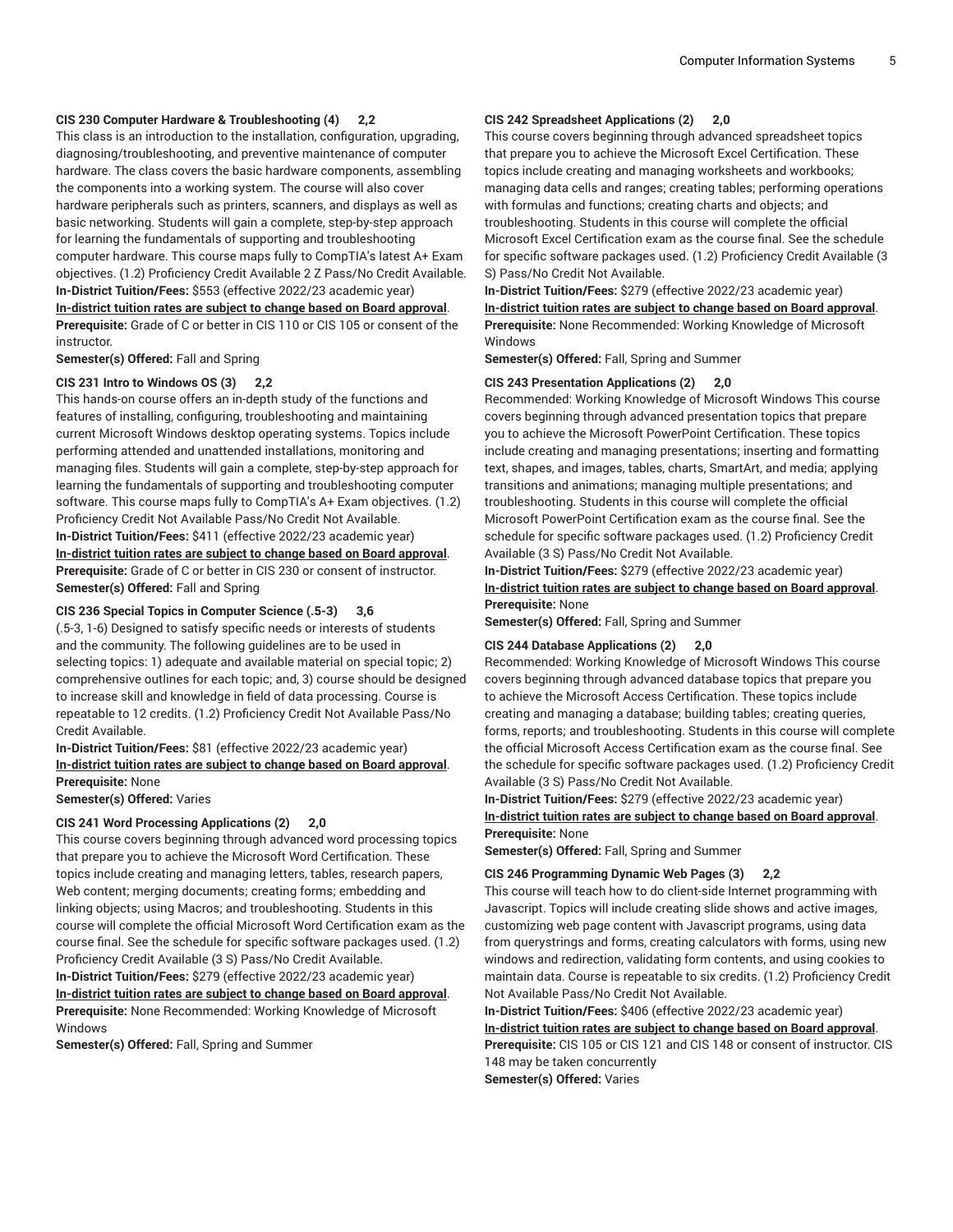**CIS 230 Computer Hardware & Troubleshooting (4) 2,2**

This class is an introduction to the installation, configuration, upgrading, diagnosing/troubleshooting, and preventive maintenance of computer hardware. The class covers the basic hardware components, assembling the components into a working system. The course will also cover hardware peripherals such as printers, scanners, and displays as well as basic networking. Students will gain a complete, step-by-step approach for learning the fundamentals of supporting and troubleshooting computer hardware. This course maps fully to CompTIA's latest A+ Exam objectives. (1.2) Proficiency Credit Available 2 Z Pass/No Credit Available.

**In-District Tuition/Fees:** $553 (effective 2022/23 academic year)

**In-district tuition rates are subject to change based on Board approval**.

**Prerequisite:** Grade of C or better in CIS 110 or CIS 105 or consent of the instructor.

**Semester(s) Offered:** Fall and Spring

**CIS 231 Intro to Windows OS (3) 2,2**

This hands-on course offers an in-depth study of the functions and features of installing, configuring, troubleshooting and maintaining current Microsoft Windows desktop operating systems. Topics include performing attended and unattended installations, monitoring and managing files. Students will gain a complete, step-by-step approach for learning the fundamentals of supporting and troubleshooting computer software. This course maps fully to CompTIA's A+ Exam objectives. (1.2) Proficiency Credit Not Available Pass/No Credit Not Available.

**In-District Tuition/Fees:** $411 (effective 2022/23 academic year)

**In-district tuition rates are subject to change based on Board approval**.

**Prerequisite:** Grade of C or better in CIS 230 or consent of instructor.

**Semester(s) Offered:** Fall and Spring

**CIS 236 Special Topics in Computer Science (.5-3) 3,6**

(.5-3, 1-6) Designed to satisfy specific needs or interests of students and the community. The following guidelines are to be used in selecting topics: 1) adequate and available material on special topic; 2) comprehensive outlines for each topic; and, 3) course should be designed to increase skill and knowledge in field of data processing. Course is repeatable to 12 credits. (1.2) Proficiency Credit Not Available Pass/No Credit Available.

**In-District Tuition/Fees:** $81 (effective 2022/23 academic year)

**In-district tuition rates are subject to change based on Board approval**.

**Prerequisite:** None

**Semester(s) Offered:** Varies

**CIS 241 Word Processing Applications (2) 2,0**

This course covers beginning through advanced word processing topics that prepare you to achieve the Microsoft Word Certification. These topics include creating and managing letters, tables, research papers, Web content; merging documents; creating forms; embedding and linking objects; using Macros; and troubleshooting. Students in this course will complete the official Microsoft Word Certification exam as the course final. See the schedule for specific software packages used. (1.2) Proficiency Credit Available (3 S) Pass/No Credit Available.

**In-District Tuition/Fees:** $279 (effective 2022/23 academic year)

**In-district tuition rates are subject to change based on Board approval**.

**Prerequisite:** None Recommended: Working Knowledge of Microsoft Windows

**Semester(s) Offered:** Fall, Spring and Summer

**CIS 242 Spreadsheet Applications (2) 2,0**

This course covers beginning through advanced spreadsheet topics that prepare you to achieve the Microsoft Excel Certification. These topics include creating and managing worksheets and workbooks; managing data cells and ranges; creating tables; performing operations with formulas and functions; creating charts and objects; and troubleshooting. Students in this course will complete the official Microsoft Excel Certification exam as the course final. See the schedule for specific software packages used. (1.2) Proficiency Credit Available (3 S) Pass/No Credit Not Available.

**In-District Tuition/Fees:** $279 (effective 2022/23 academic year)

**In-district tuition rates are subject to change based on Board approval**.

**Prerequisite:** None Recommended: Working Knowledge of Microsoft Windows

**Semester(s) Offered:** Fall, Spring and Summer

**CIS 243 Presentation Applications (2) 2,0**

Recommended: Working Knowledge of Microsoft Windows This course covers beginning through advanced presentation topics that prepare you to achieve the Microsoft PowerPoint Certification. These topics include creating and managing presentations; inserting and formatting text, shapes, and images, tables, charts, SmartArt, and media; applying transitions and animations; managing multiple presentations; and troubleshooting. Students in this course will complete the official Microsoft PowerPoint Certification exam as the course final. See the schedule for specific software packages used. (1.2) Proficiency Credit Available (3 S) Pass/No Credit Not Available.

**In-District Tuition/Fees:** $279 (effective 2022/23 academic year)

**In-district tuition rates are subject to change based on Board approval**.

**Prerequisite:** None

**Semester(s) Offered:** Fall, Spring and Summer

**CIS 244 Database Applications (2) 2,0**

Recommended: Working Knowledge of Microsoft Windows This course covers beginning through advanced database topics that prepare you to achieve the Microsoft Access Certification. These topics include creating and managing a database; building tables; creating queries, forms, reports; and troubleshooting. Students in this course will complete the official Microsoft Access Certification exam as the course final. See the schedule for specific software packages used. (1.2) Proficiency Credit Available (3 S) Pass/No Credit Not Available.

**In-District Tuition/Fees:** $279 (effective 2022/23 academic year)

**In-district tuition rates are subject to change based on Board approval**.

**Prerequisite:** None

**Semester(s) Offered:** Fall, Spring and Summer

**CIS 246 Programming Dynamic Web Pages (3) 2,2**

This course will teach how to do client-side Internet programming with Javascript. Topics will include creating slide shows and active images, customizing web page content with Javascript programs, using data from querystrings and forms, creating calculators with forms, using new windows and redirection, validating form contents, and using cookies to maintain data. Course is repeatable to six credits. (1.2) Proficiency Credit Not Available Pass/No Credit Not Available.

**In-District Tuition/Fees:** $406 (effective 2022/23 academic year)

**In-district tuition rates are subject to change based on Board approval**.

**Prerequisite:** CIS 105 or CIS 121 and CIS 148 or consent of instructor. CIS 148 may be taken concurrently

**Semester(s) Offered:** Varies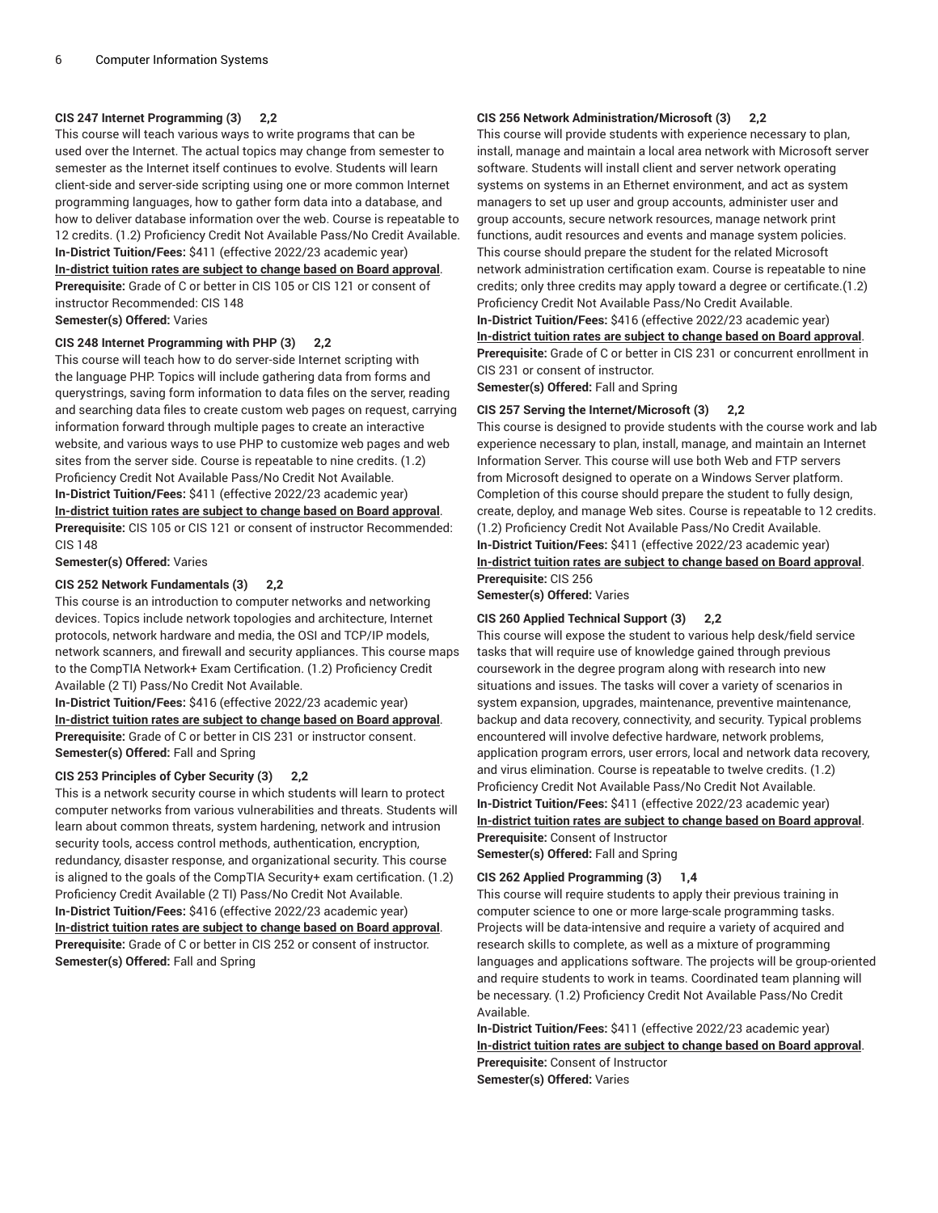**CIS 247 Internet Programming (3) 2,2**

This course will teach various ways to write programs that can be used over the Internet. The actual topics may change from semester to semester as the Internet itself continues to evolve. Students will learn client-side and server-side scripting using one or more common Internet programming languages, how to gather form data into a database, and how to deliver database information over the web. Course is repeatable to 12 credits. (1.2) Proficiency Credit Not Available Pass/No Credit Available.

**In-District Tuition/Fees:** $411 (effective 2022/23 academic year)

**In-district tuition rates are subject to change based on Board approval**.

**Prerequisite:** Grade of C or better in CIS 105 or CIS 121 or consent of instructor Recommended: CIS 148

**Semester(s) Offered:** Varies

**CIS 248 Internet Programming with PHP (3) 2,2**

This course will teach how to do server-side Internet scripting with the language PHP. Topics will include gathering data from forms and querystrings, saving form information to data files on the server, reading and searching data files to create custom web pages on request, carrying information forward through multiple pages to create an interactive website, and various ways to use PHP to customize web pages and web sites from the server side. Course is repeatable to nine credits. (1.2) Proficiency Credit Not Available Pass/No Credit Not Available.

**In-District Tuition/Fees:** $411 (effective 2022/23 academic year)

**In-district tuition rates are subject to change based on Board approval**.

**Prerequisite:** CIS 105 or CIS 121 or consent of instructor Recommended: CIS 148

**Semester(s) Offered:** Varies

**CIS 252 Network Fundamentals (3) 2,2**

This course is an introduction to computer networks and networking devices. Topics include network topologies and architecture, Internet protocols, network hardware and media, the OSI and TCP/IP models, network scanners, and firewall and security appliances. This course maps to the CompTIA Network+ Exam Certification. (1.2) Proficiency Credit Available (2 TI) Pass/No Credit Not Available.

**In-District Tuition/Fees:** $416 (effective 2022/23 academic year)

**In-district tuition rates are subject to change based on Board approval**.

**Prerequisite:** Grade of C or better in CIS 231 or instructor consent.

**Semester(s) Offered:** Fall and Spring

**CIS 253 Principles of Cyber Security (3) 2,2**

This is a network security course in which students will learn to protect computer networks from various vulnerabilities and threats. Students will learn about common threats, system hardening, network and intrusion security tools, access control methods, authentication, encryption, redundancy, disaster response, and organizational security. This course is aligned to the goals of the CompTIA Security+ exam certification. (1.2) Proficiency Credit Available (2 TI) Pass/No Credit Not Available.

**In-District Tuition/Fees:** $416 (effective 2022/23 academic year)

**In-district tuition rates are subject to change based on Board approval**.

**Prerequisite:** Grade of C or better in CIS 252 or consent of instructor.

**Semester(s) Offered:** Fall and Spring

**CIS 256 Network Administration/Microsoft (3) 2,2**

This course will provide students with experience necessary to plan, install, manage and maintain a local area network with Microsoft server software. Students will install client and server network operating systems on systems in an Ethernet environment, and act as system managers to set up user and group accounts, administer user and group accounts, secure network resources, manage network print functions, audit resources and events and manage system policies. This course should prepare the student for the related Microsoft network administration certification exam. Course is repeatable to nine credits; only three credits may apply toward a degree or certificate.(1.2) Proficiency Credit Not Available Pass/No Credit Available.

**In-District Tuition/Fees:** $416 (effective 2022/23 academic year)

**In-district tuition rates are subject to change based on Board approval**.

**Prerequisite:** Grade of C or better in CIS 231 or concurrent enrollment in CIS 231 or consent of instructor.

**Semester(s) Offered:** Fall and Spring

**CIS 257 Serving the Internet/Microsoft (3) 2,2**

This course is designed to provide students with the course work and lab experience necessary to plan, install, manage, and maintain an Internet Information Server. This course will use both Web and FTP servers from Microsoft designed to operate on a Windows Server platform. Completion of this course should prepare the student to fully design, create, deploy, and manage Web sites. Course is repeatable to 12 credits. (1.2) Proficiency Credit Not Available Pass/No Credit Available.

**In-District Tuition/Fees:** $411 (effective 2022/23 academic year)

**In-district tuition rates are subject to change based on Board approval**.

**Prerequisite:** CIS 256

**Semester(s) Offered:** Varies

**CIS 260 Applied Technical Support (3) 2,2**

This course will expose the student to various help desk/field service tasks that will require use of knowledge gained through previous coursework in the degree program along with research into new situations and issues. The tasks will cover a variety of scenarios in system expansion, upgrades, maintenance, preventive maintenance, backup and data recovery, connectivity, and security. Typical problems encountered will involve defective hardware, network problems, application program errors, user errors, local and network data recovery, and virus elimination. Course is repeatable to twelve credits. (1.2) Proficiency Credit Not Available Pass/No Credit Not Available.

**In-District Tuition/Fees:** $411 (effective 2022/23 academic year)

**In-district tuition rates are subject to change based on Board approval**.

**Prerequisite:** Consent of Instructor

**Semester(s) Offered:** Fall and Spring

**CIS 262 Applied Programming (3) 1,4**

This course will require students to apply their previous training in computer science to one or more large-scale programming tasks. Projects will be data-intensive and require a variety of acquired and research skills to complete, as well as a mixture of programming languages and applications software. The projects will be group-oriented and require students to work in teams. Coordinated team planning will be necessary. (1.2) Proficiency Credit Not Available Pass/No Credit Available.

**In-District Tuition/Fees:** $411 (effective 2022/23 academic year)

**In-district tuition rates are subject to change based on Board approval**.

**Prerequisite:** Consent of Instructor

**Semester(s) Offered:** Varies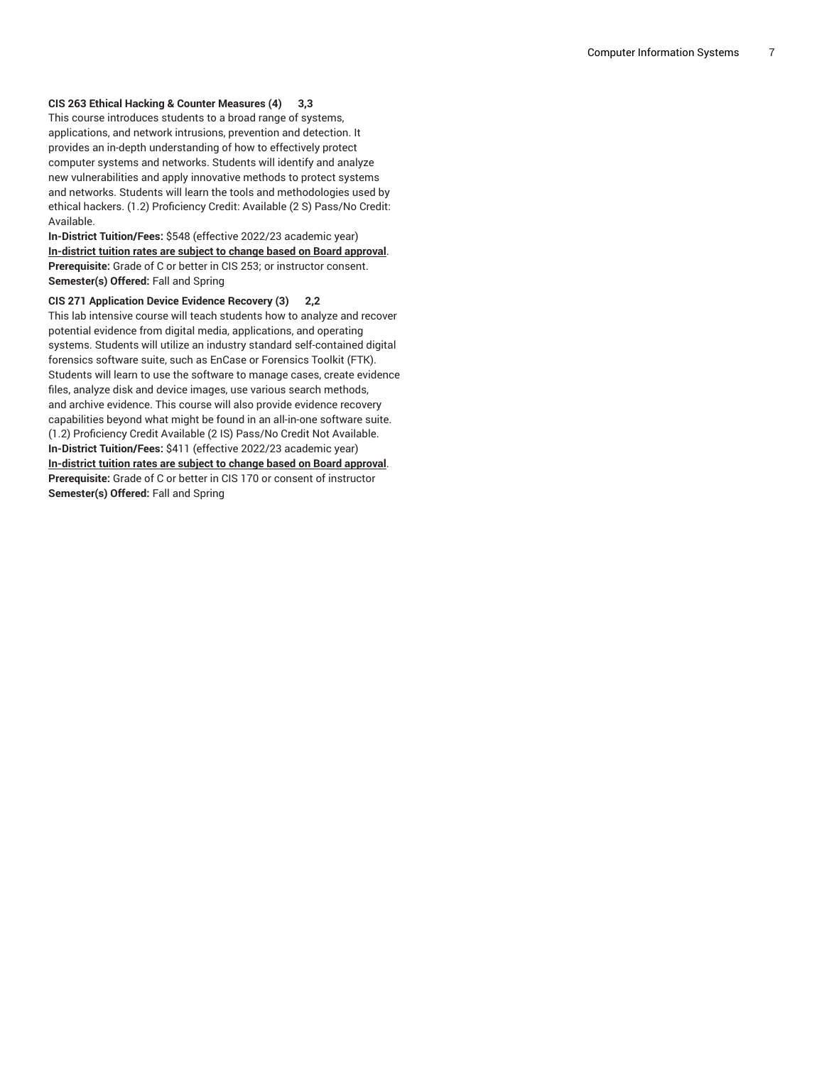**CIS 263 Ethical Hacking & Counter Measures (4) 3,3**

This course introduces students to a broad range of systems, applications, and network intrusions, prevention and detection. It provides an in-depth understanding of how to effectively protect computer systems and networks. Students will identify and analyze new vulnerabilities and apply innovative methods to protect systems and networks. Students will learn the tools and methodologies used by ethical hackers. (1.2) Proficiency Credit: Available (2 S) Pass/No Credit: Available.

**In-District Tuition/Fees:** $548 (effective 2022/23 academic year)
**In-district tuition rates are subject to change based on Board approval**.
**Prerequisite:** Grade of C or better in CIS 253; or instructor consent.
**Semester(s) Offered:** Fall and Spring

**CIS 271 Application Device Evidence Recovery (3) 2,2**

This lab intensive course will teach students how to analyze and recover potential evidence from digital media, applications, and operating systems. Students will utilize an industry standard self-contained digital forensics software suite, such as EnCase or Forensics Toolkit (FTK). Students will learn to use the software to manage cases, create evidence files, analyze disk and device images, use various search methods, and archive evidence. This course will also provide evidence recovery capabilities beyond what might be found in an all-in-one software suite. (1.2) Proficiency Credit Available (2 IS) Pass/No Credit Not Available.

**In-District Tuition/Fees:** $411 (effective 2022/23 academic year)
**In-district tuition rates are subject to change based on Board approval**.
**Prerequisite:** Grade of C or better in CIS 170 or consent of instructor
**Semester(s) Offered:** Fall and Spring